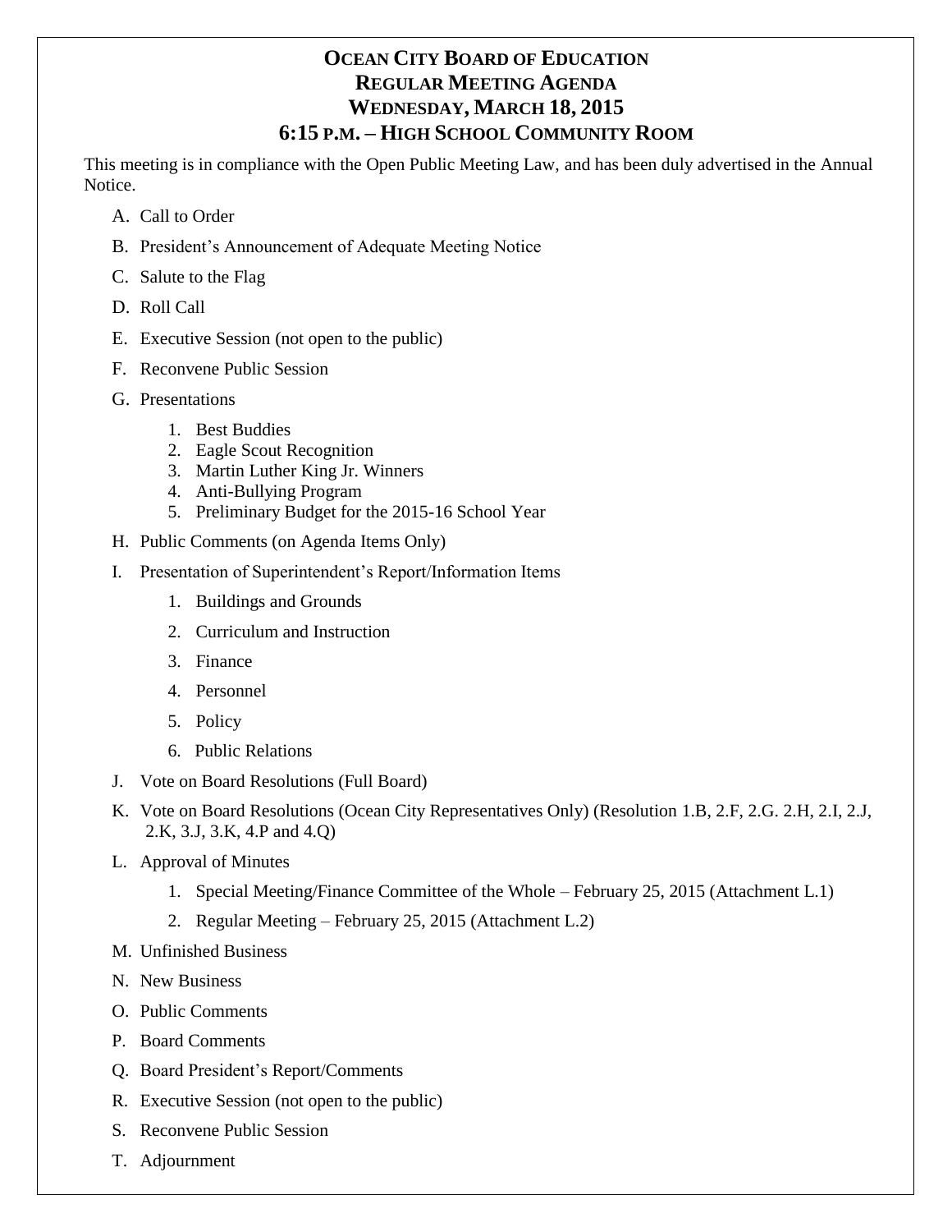# OCEAN CITY BOARD OF EDUCATION
## REGULAR MEETING AGENDA
## WEDNESDAY, MARCH 18, 2015
## 6:15 P.M. – HIGH SCHOOL COMMUNITY ROOM

This meeting is in compliance with the Open Public Meeting Law, and has been duly advertised in the Annual Notice.

A. Call to Order

B. President's Announcement of Adequate Meeting Notice

C. Salute to the Flag

D. Roll Call

E. Executive Session (not open to the public)

F. Reconvene Public Session

G. Presentations

   1. Best Buddies
   2. Eagle Scout Recognition
   3. Martin Luther King Jr. Winners
   4. Anti-Bullying Program
   5. Preliminary Budget for the 2015-16 School Year

H. Public Comments (on Agenda Items Only)

I. Presentation of Superintendent's Report/Information Items

   1. Buildings and Grounds
   2. Curriculum and Instruction
   3. Finance
   4. Personnel
   5. Policy
   6. Public Relations

J. Vote on Board Resolutions (Full Board)

K. Vote on Board Resolutions (Ocean City Representatives Only) (Resolution 1.B, 2.F, 2.G. 2.H, 2.I, 2.J, 2.K, 3.J, 3.K, 4.P and 4.Q)

L. Approval of Minutes

   1. Special Meeting/Finance Committee of the Whole – February 25, 2015 (Attachment L.1)
   2. Regular Meeting – February 25, 2015 (Attachment L.2)

M. Unfinished Business

N. New Business

O. Public Comments

P. Board Comments

Q. Board President's Report/Comments

R. Executive Session (not open to the public)

S. Reconvene Public Session

T. Adjournment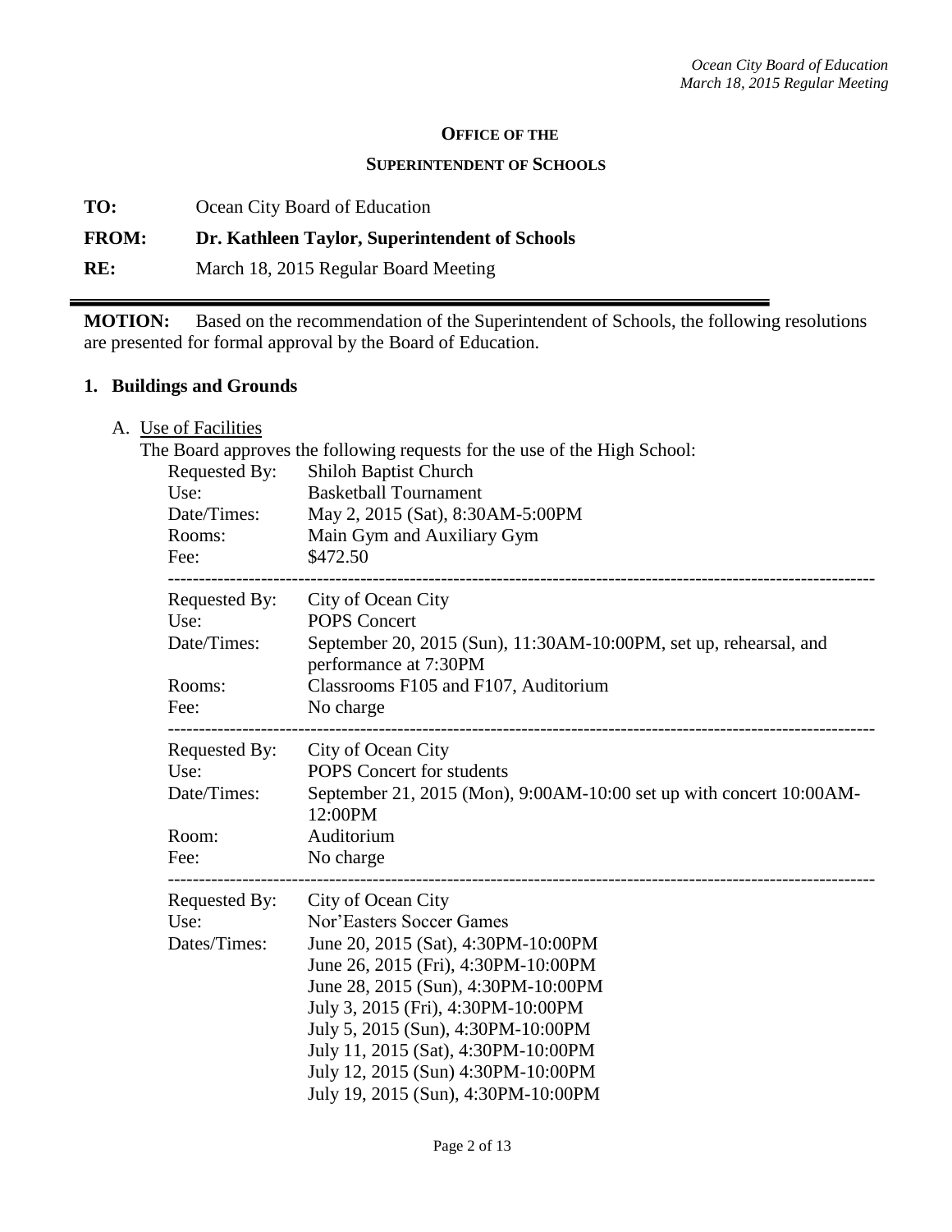**OFFICE OF THE**

**SUPERINTENDENT OF SCHOOLS**

**TO:** Ocean City Board of Education

**FROM: Dr. Kathleen Taylor, Superintendent of Schools**

**RE:** March 18, 2015 Regular Board Meeting

---

**MOTION:** Based on the recommendation of the Superintendent of Schools, the following resolutions are presented for formal approval by the Board of Education.

## 1. Buildings and Grounds

A. Use of Facilities

The Board approves the following requests for the use of the High School:

Requested By: Shiloh Baptist Church
Use: Basketball Tournament
Date/Times: May 2, 2015 (Sat), 8:30AM-5:00PM
Rooms: Main Gym and Auxiliary Gym
Fee: $472.50

---

Requested By: City of Ocean City
Use: POPS Concert
Date/Times: September 20, 2015 (Sun), 11:30AM-10:00PM, set up, rehearsal, and performance at 7:30PM
Rooms: Classrooms F105 and F107, Auditorium
Fee: No charge

---

Requested By: City of Ocean City
Use: POPS Concert for students
Date/Times: September 21, 2015 (Mon), 9:00AM-10:00 set up with concert 10:00AM-12:00PM
Room: Auditorium
Fee: No charge

---

Requested By: City of Ocean City
Use: Nor'Easters Soccer Games
Dates/Times: June 20, 2015 (Sat), 4:30PM-10:00PM
June 26, 2015 (Fri), 4:30PM-10:00PM
June 28, 2015 (Sun), 4:30PM-10:00PM
July 3, 2015 (Fri), 4:30PM-10:00PM
July 5, 2015 (Sun), 4:30PM-10:00PM
July 11, 2015 (Sat), 4:30PM-10:00PM
July 12, 2015 (Sun) 4:30PM-10:00PM
July 19, 2015 (Sun), 4:30PM-10:00PM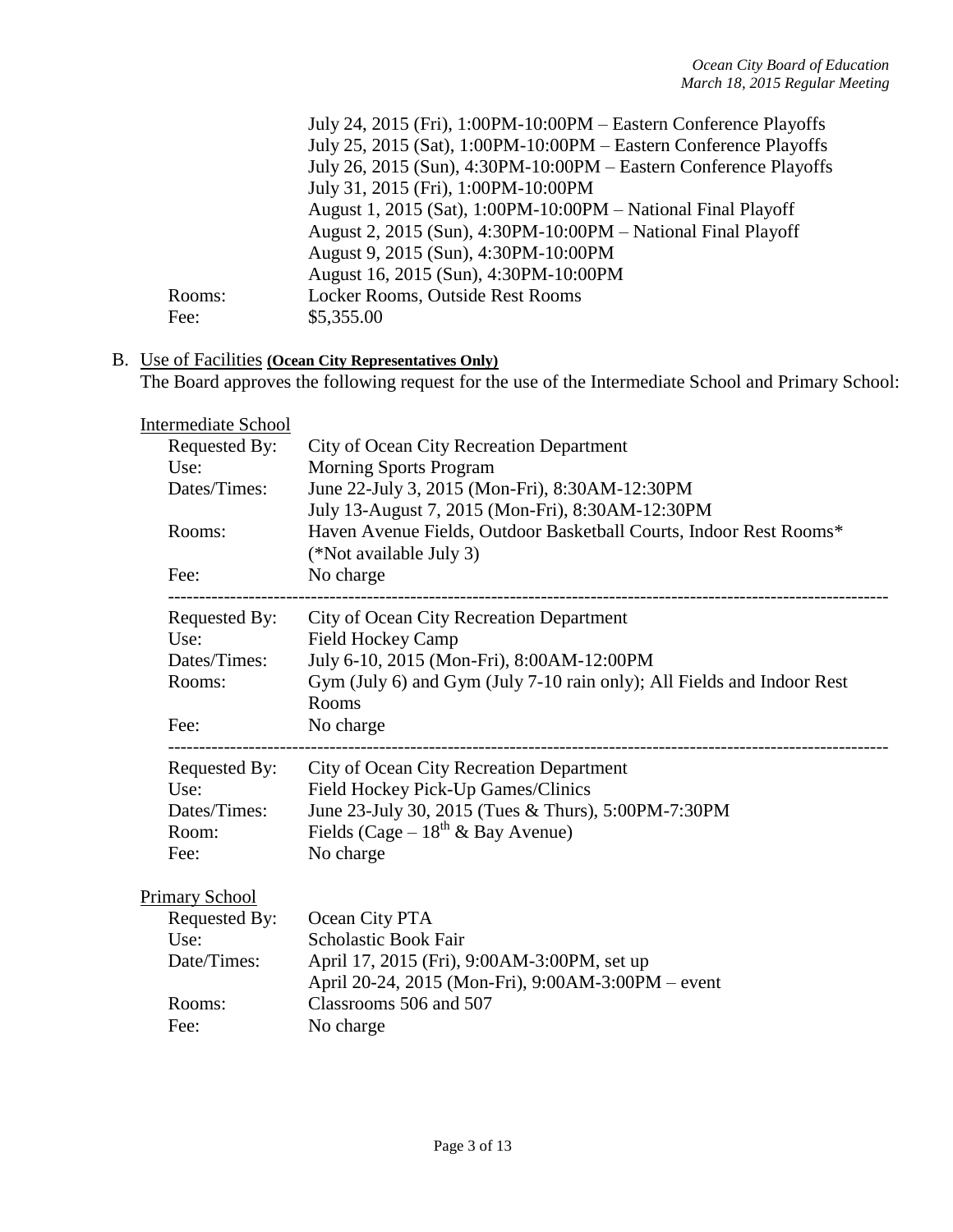July 24, 2015 (Fri), 1:00PM-10:00PM – Eastern Conference Playoffs
July 25, 2015 (Sat), 1:00PM-10:00PM – Eastern Conference Playoffs
July 26, 2015 (Sun), 4:30PM-10:00PM – Eastern Conference Playoffs
July 31, 2015 (Fri), 1:00PM-10:00PM
August 1, 2015 (Sat), 1:00PM-10:00PM – National Final Playoff
August 2, 2015 (Sun), 4:30PM-10:00PM – National Final Playoff
August 9, 2015 (Sun), 4:30PM-10:00PM
August 16, 2015 (Sun), 4:30PM-10:00PM

Rooms: Locker Rooms, Outside Rest Rooms
Fee: $5,355.00

B. Use of Facilities **(Ocean City Representatives Only)**

The Board approves the following request for the use of the Intermediate School and Primary School:

Intermediate School

| | |
|---|---|
| Requested By: | City of Ocean City Recreation Department |
| Use: | Morning Sports Program |
| Dates/Times: | June 22-July 3, 2015 (Mon-Fri), 8:30AM-12:30PM<br>July 13-August 7, 2015 (Mon-Fri), 8:30AM-12:30PM |
| Rooms: | Haven Avenue Fields, Outdoor Basketball Courts, Indoor Rest Rooms*<br>(*Not available July 3) |
| Fee: | No charge |

---

| | |
|---|---|
| Requested By: | City of Ocean City Recreation Department |
| Use: | Field Hockey Camp |
| Dates/Times: | July 6-10, 2015 (Mon-Fri), 8:00AM-12:00PM |
| Rooms: | Gym (July 6) and Gym (July 7-10 rain only); All Fields and Indoor Rest Rooms |
| Fee: | No charge |

---

| | |
|---|---|
| Requested By: | City of Ocean City Recreation Department |
| Use: | Field Hockey Pick-Up Games/Clinics |
| Dates/Times: | June 23-July 30, 2015 (Tues & Thurs), 5:00PM-7:30PM |
| Room: | Fields (Cage – 18th & Bay Avenue) |
| Fee: | No charge |

Primary School

| | |
|---|---|
| Requested By: | Ocean City PTA |
| Use: | Scholastic Book Fair |
| Date/Times: | April 17, 2015 (Fri), 9:00AM-3:00PM, set up<br>April 20-24, 2015 (Mon-Fri), 9:00AM-3:00PM – event |
| Rooms: | Classrooms 506 and 507 |
| Fee: | No charge |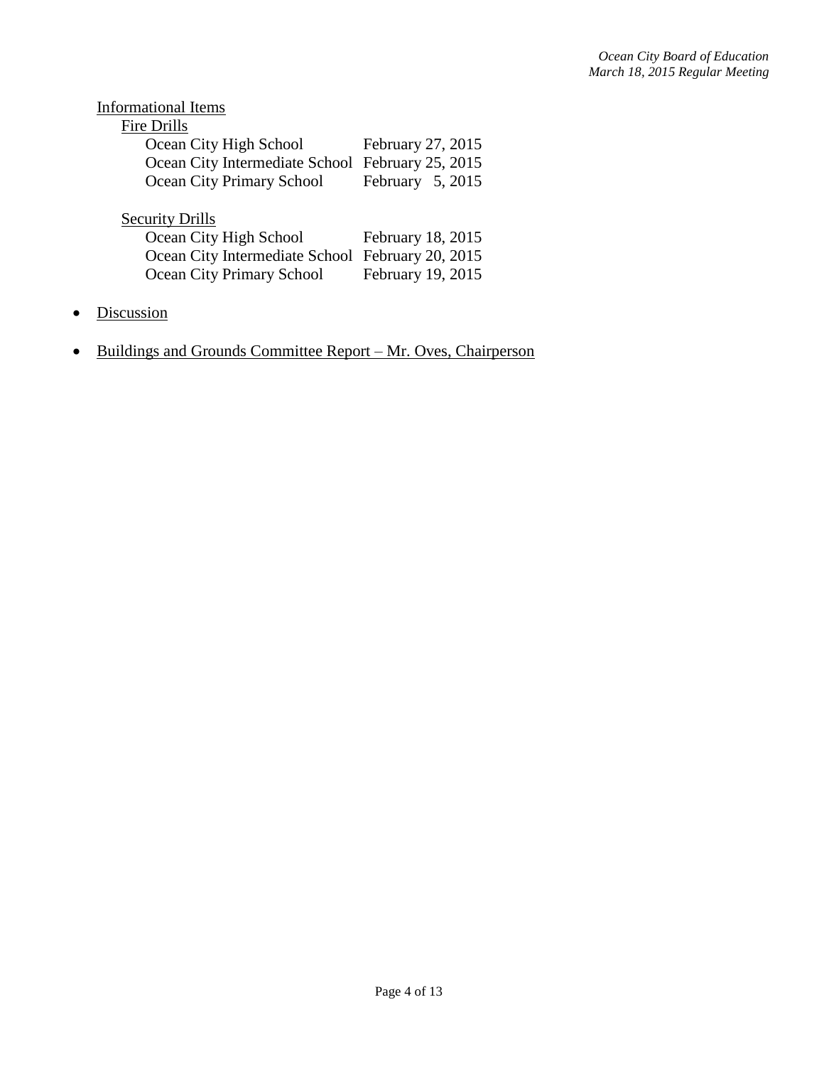Informational Items

Fire Drills

| | |
|---|---|
| Ocean City High School | February 27, 2015 |
| Ocean City Intermediate School | February 25, 2015 |
| Ocean City Primary School | February 5, 2015 |

Security Drills

| | |
|---|---|
| Ocean City High School | February 18, 2015 |
| Ocean City Intermediate School | February 20, 2015 |
| Ocean City Primary School | February 19, 2015 |

- Discussion

- Buildings and Grounds Committee Report – Mr. Oves, Chairperson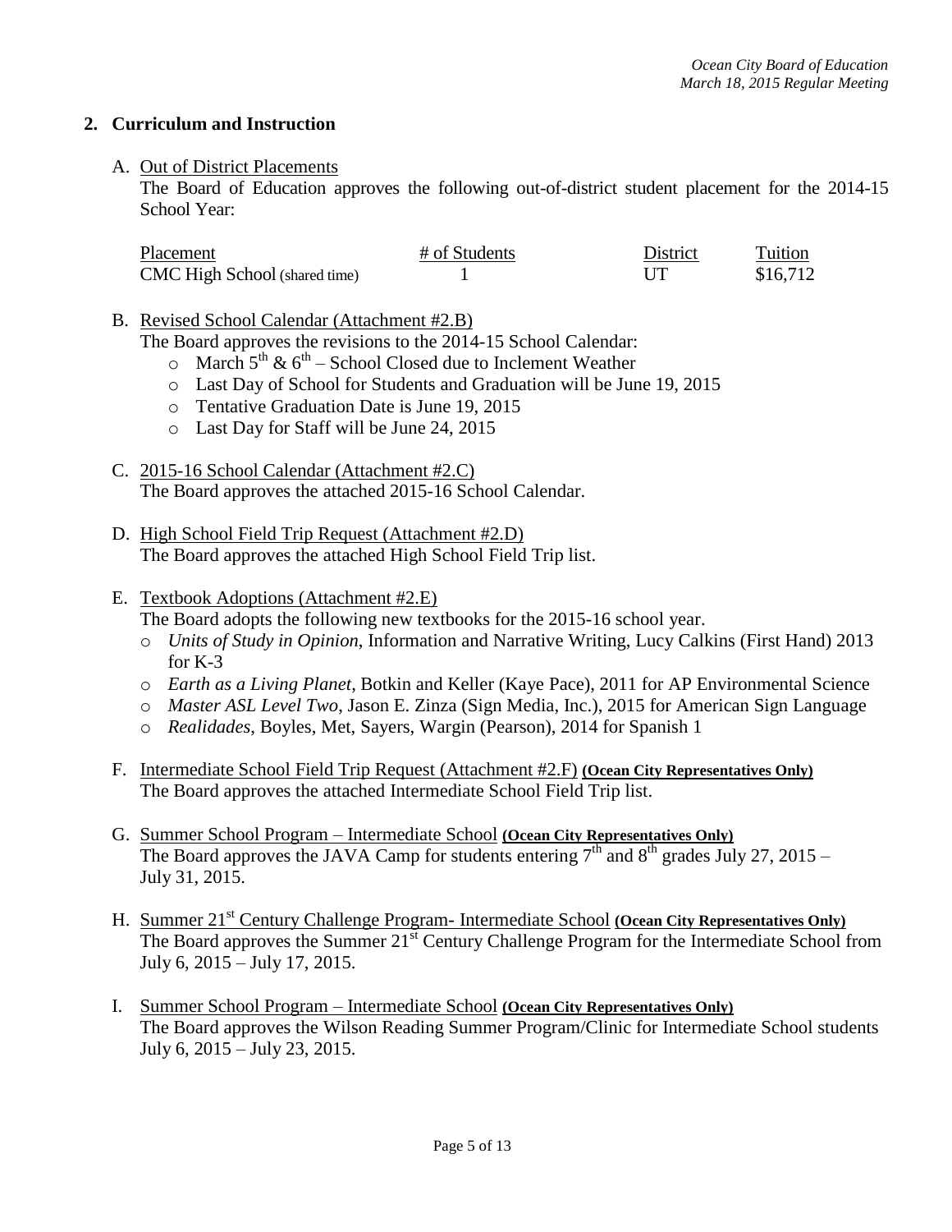## 2. Curriculum and Instruction

A. Out of District Placements

The Board of Education approves the following out-of-district student placement for the 2014-15 School Year:

| Placement | # of Students | District | Tuition |
|---|---|---|---|
| CMC High School (shared time) | 1 | UT | $16,712 |

B. Revised School Calendar (Attachment #2.B)

The Board approves the revisions to the 2014-15 School Calendar:

- March 5th & 6th – School Closed due to Inclement Weather
- Last Day of School for Students and Graduation will be June 19, 2015
- Tentative Graduation Date is June 19, 2015
- Last Day for Staff will be June 24, 2015

C. 2015-16 School Calendar (Attachment #2.C)

The Board approves the attached 2015-16 School Calendar.

D. High School Field Trip Request (Attachment #2.D)

The Board approves the attached High School Field Trip list.

E. Textbook Adoptions (Attachment #2.E)

The Board adopts the following new textbooks for the 2015-16 school year.

- *Units of Study in Opinion*, Information and Narrative Writing, Lucy Calkins (First Hand) 2013 for K-3
- *Earth as a Living Planet*, Botkin and Keller (Kaye Pace), 2011 for AP Environmental Science
- *Master ASL Level Two*, Jason E. Zinza (Sign Media, Inc.), 2015 for American Sign Language
- *Realidades*, Boyles, Met, Sayers, Wargin (Pearson), 2014 for Spanish 1

F. Intermediate School Field Trip Request (Attachment #2.F) **(Ocean City Representatives Only)**

The Board approves the attached Intermediate School Field Trip list.

G. Summer School Program – Intermediate School **(Ocean City Representatives Only)**

The Board approves the JAVA Camp for students entering 7th and 8th grades July 27, 2015 – July 31, 2015.

H. Summer 21st Century Challenge Program- Intermediate School **(Ocean City Representatives Only)**

The Board approves the Summer 21st Century Challenge Program for the Intermediate School from July 6, 2015 – July 17, 2015.

I. Summer School Program – Intermediate School **(Ocean City Representatives Only)**

The Board approves the Wilson Reading Summer Program/Clinic for Intermediate School students July 6, 2015 – July 23, 2015.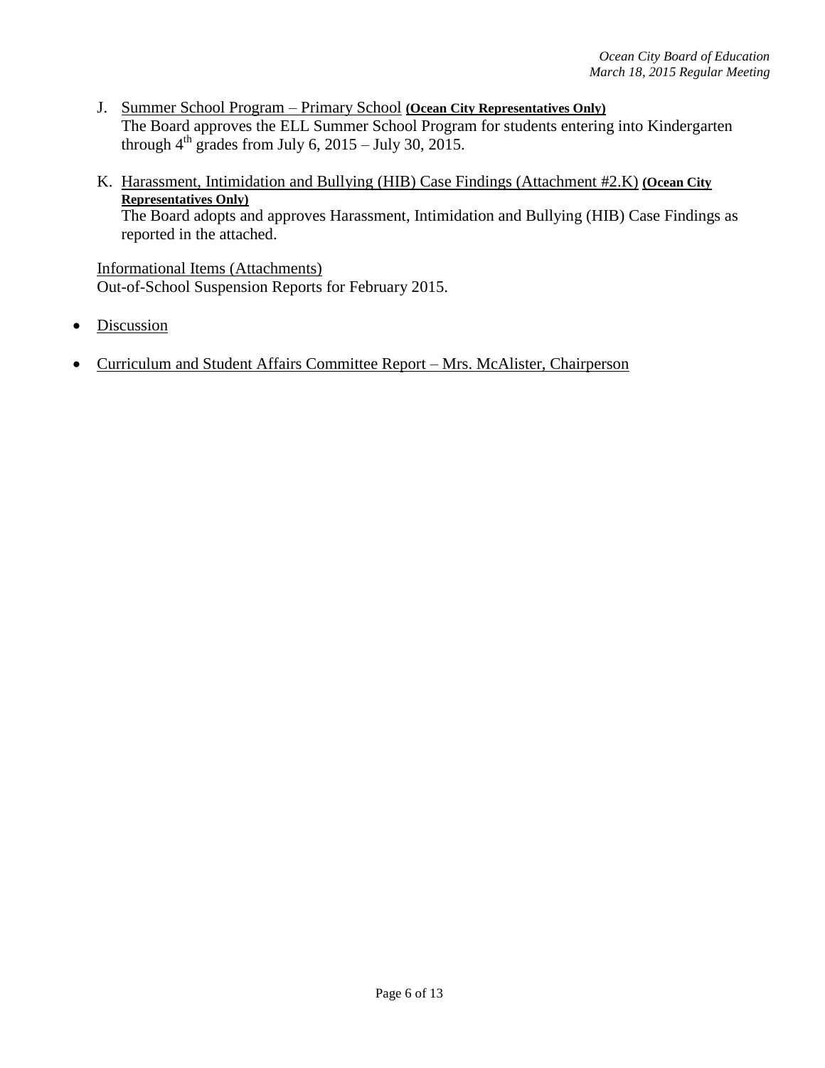J. Summer School Program – Primary School **(Ocean City Representatives Only)**
   The Board approves the ELL Summer School Program for students entering into Kindergarten through $4^{th}$ grades from July 6, 2015 – July 30, 2015.

K. Harassment, Intimidation and Bullying (HIB) Case Findings (Attachment #2.K) **(Ocean City Representatives Only)**
   The Board adopts and approves Harassment, Intimidation and Bullying (HIB) Case Findings as reported in the attached.

Informational Items (Attachments)
Out-of-School Suspension Reports for February 2015.

- Discussion

- Curriculum and Student Affairs Committee Report – Mrs. McAlister, Chairperson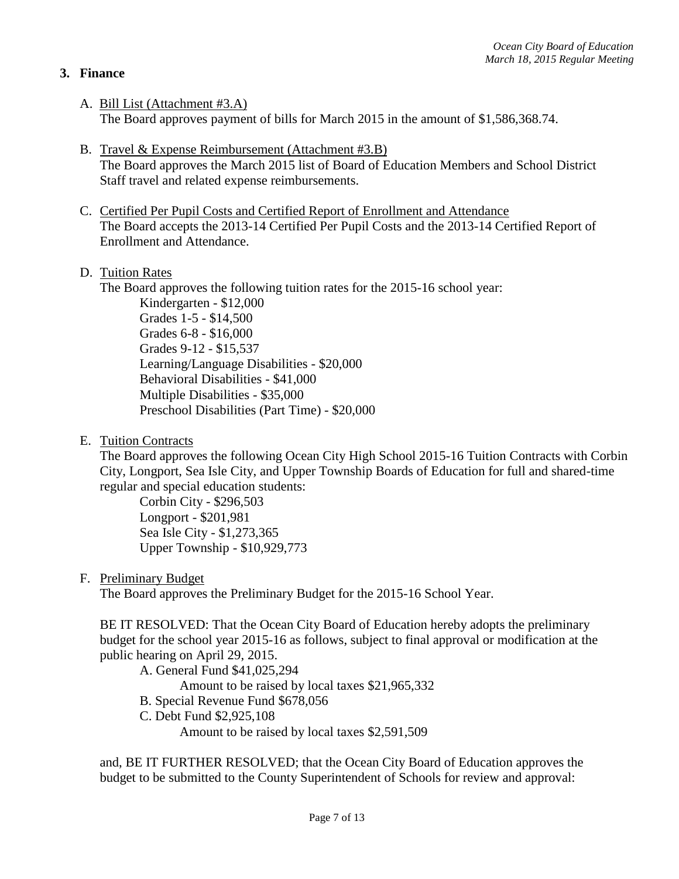## 3. Finance

A. Bill List (Attachment #3.A)
The Board approves payment of bills for March 2015 in the amount of $1,586,368.74.

B. Travel & Expense Reimbursement (Attachment #3.B)
The Board approves the March 2015 list of Board of Education Members and School District Staff travel and related expense reimbursements.

C. Certified Per Pupil Costs and Certified Report of Enrollment and Attendance
The Board accepts the 2013-14 Certified Per Pupil Costs and the 2013-14 Certified Report of Enrollment and Attendance.

D. Tuition Rates
The Board approves the following tuition rates for the 2015-16 school year:

Kindergarten - $12,000
Grades 1-5 - $14,500
Grades 6-8 - $16,000
Grades 9-12 - $15,537
Learning/Language Disabilities - $20,000
Behavioral Disabilities - $41,000
Multiple Disabilities - $35,000
Preschool Disabilities (Part Time) - $20,000

E. Tuition Contracts
The Board approves the following Ocean City High School 2015-16 Tuition Contracts with Corbin City, Longport, Sea Isle City, and Upper Township Boards of Education for full and shared-time regular and special education students:

Corbin City - $296,503
Longport - $201,981
Sea Isle City - $1,273,365
Upper Township - $10,929,773

F. Preliminary Budget
The Board approves the Preliminary Budget for the 2015-16 School Year.

BE IT RESOLVED: That the Ocean City Board of Education hereby adopts the preliminary budget for the school year 2015-16 as follows, subject to final approval or modification at the public hearing on April 29, 2015.

A. General Fund $41,025,294
Amount to be raised by local taxes $21,965,332
B. Special Revenue Fund $678,056
C. Debt Fund $2,925,108
Amount to be raised by local taxes $2,591,509

and, BE IT FURTHER RESOLVED; that the Ocean City Board of Education approves the budget to be submitted to the County Superintendent of Schools for review and approval: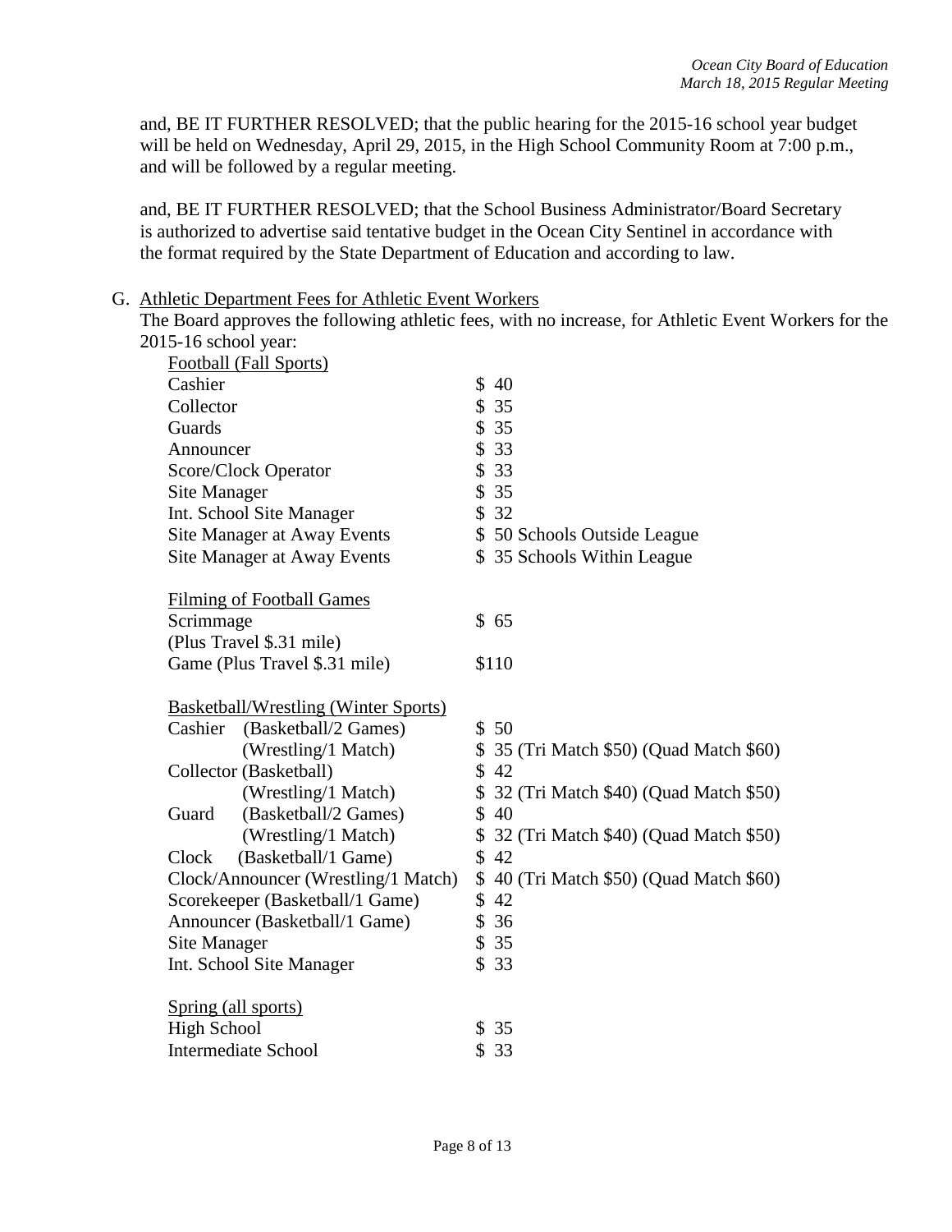and, BE IT FURTHER RESOLVED; that the public hearing for the 2015-16 school year budget will be held on Wednesday, April 29, 2015, in the High School Community Room at 7:00 p.m., and will be followed by a regular meeting.

and, BE IT FURTHER RESOLVED; that the School Business Administrator/Board Secretary is authorized to advertise said tentative budget in the Ocean City Sentinel in accordance with the format required by the State Department of Education and according to law.

G. Athletic Department Fees for Athletic Event Workers

The Board approves the following athletic fees, with no increase, for Athletic Event Workers for the 2015-16 school year:

| Position | Fee |
|---|---|
| **Football (Fall Sports)** | |
| Cashier | $ 40 |
| Collector | $ 35 |
| Guards | $ 35 |
| Announcer | $ 33 |
| Score/Clock Operator | $ 33 |
| Site Manager | $ 35 |
| Int. School Site Manager | $ 32 |
| Site Manager at Away Events | $ 50 Schools Outside League |
| Site Manager at Away Events | $ 35 Schools Within League |
| **Filming of Football Games** | |
| Scrimmage (Plus Travel $.31 mile) | $ 65 |
| Game (Plus Travel $.31 mile) | $110 |
| **Basketball/Wrestling (Winter Sports)** | |
| Cashier (Basketball/2 Games) | $ 50 |
| (Wrestling/1 Match) | $ 35 (Tri Match $50) (Quad Match $60) |
| Collector (Basketball) | $ 42 |
| (Wrestling/1 Match) | $ 32 (Tri Match $40) (Quad Match $50) |
| Guard (Basketball/2 Games) | $ 40 |
| (Wrestling/1 Match) | $ 32 (Tri Match $40) (Quad Match $50) |
| Clock (Basketball/1 Game) | $ 42 |
| Clock/Announcer (Wrestling/1 Match) | $ 40 (Tri Match $50) (Quad Match $60) |
| Scorekeeper (Basketball/1 Game) | $ 42 |
| Announcer (Basketball/1 Game) | $ 36 |
| Site Manager | $ 35 |
| Int. School Site Manager | $ 33 |
| **Spring (all sports)** | |
| High School | $ 35 |
| Intermediate School | $ 33 |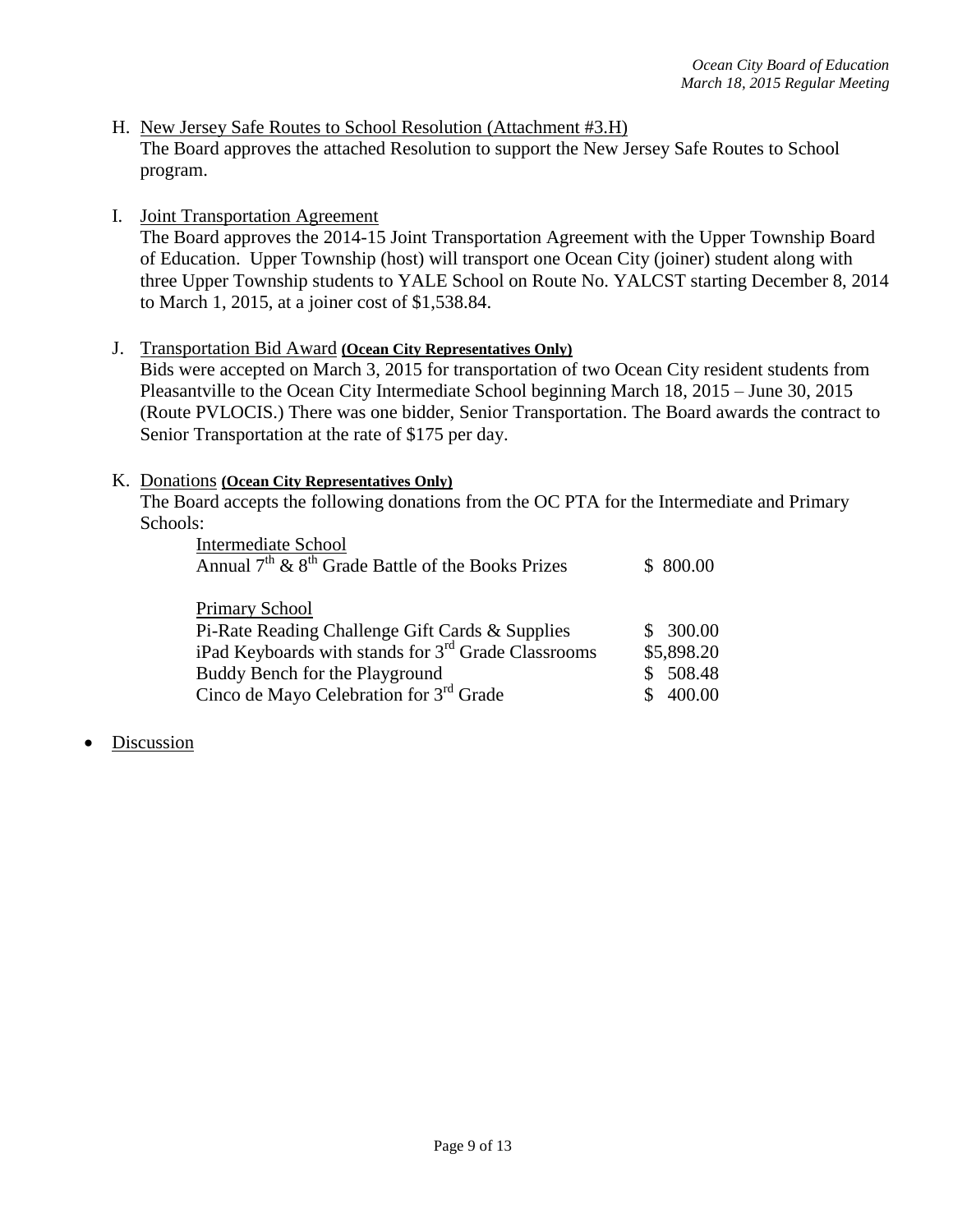H. <u>New Jersey Safe Routes to School Resolution (Attachment #3.H)</u>
The Board approves the attached Resolution to support the New Jersey Safe Routes to School program.

I. <u>Joint Transportation Agreement</u>
The Board approves the 2014-15 Joint Transportation Agreement with the Upper Township Board of Education. Upper Township (host) will transport one Ocean City (joiner) student along with three Upper Township students to YALE School on Route No. YALCST starting December 8, 2014 to March 1, 2015, at a joiner cost of $1,538.84.

J. <u>Transportation Bid Award</u> **(Ocean City Representatives Only)**
Bids were accepted on March 3, 2015 for transportation of two Ocean City resident students from Pleasantville to the Ocean City Intermediate School beginning March 18, 2015 – June 30, 2015 (Route PVLOCIS.) There was one bidder, Senior Transportation. The Board awards the contract to Senior Transportation at the rate of $175 per day.

K. <u>Donations</u> **(Ocean City Representatives Only)**
The Board accepts the following donations from the OC PTA for the Intermediate and Primary Schools:

| | |
|---|---|
| <u>Intermediate School</u> | |
| Annual 7th & 8th Grade Battle of the Books Prizes | $ 800.00 |
| | |
| <u>Primary School</u> | |
| Pi-Rate Reading Challenge Gift Cards & Supplies | $ 300.00 |
| iPad Keyboards with stands for 3rd Grade Classrooms | $5,898.20 |
| Buddy Bench for the Playground | $ 508.48 |
| Cinco de Mayo Celebration for 3rd Grade | $ 400.00 |

- <u>Discussion</u>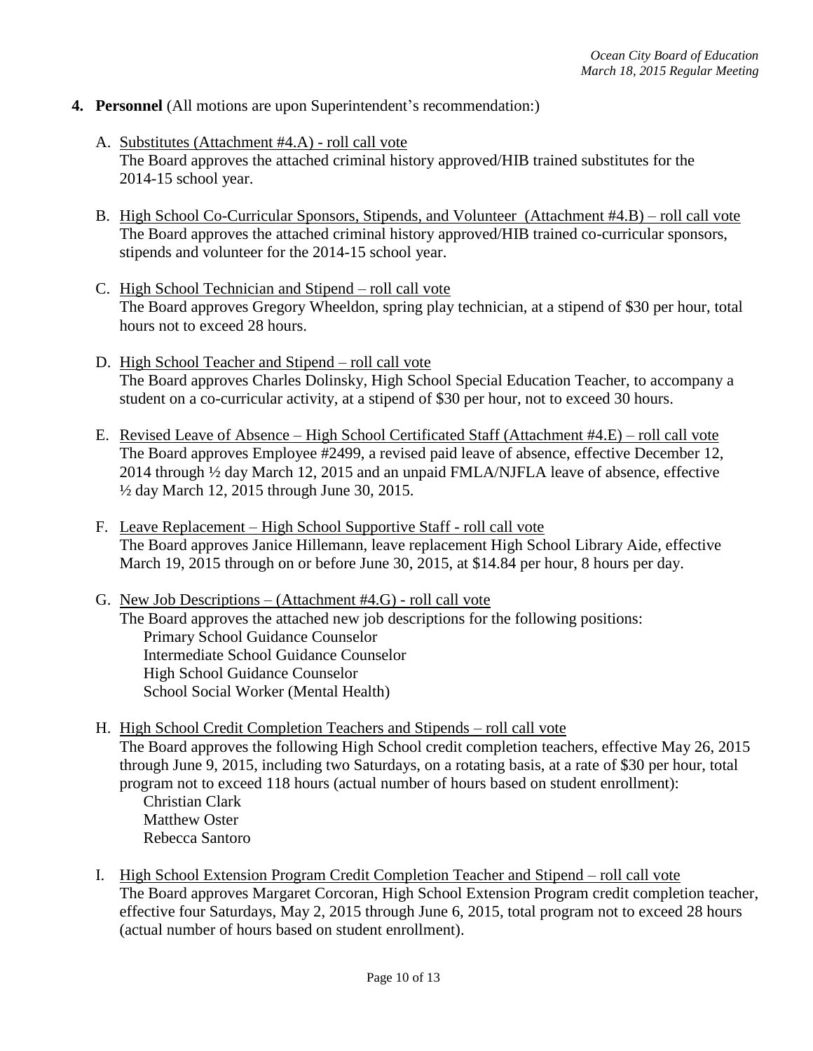4. **Personnel** (All motions are upon Superintendent's recommendation:)

   A. Substitutes (Attachment #4.A) - roll call vote
   The Board approves the attached criminal history approved/HIB trained substitutes for the 2014-15 school year.

   B. High School Co-Curricular Sponsors, Stipends, and Volunteer (Attachment #4.B) – roll call vote
   The Board approves the attached criminal history approved/HIB trained co-curricular sponsors, stipends and volunteer for the 2014-15 school year.

   C. High School Technician and Stipend – roll call vote
   The Board approves Gregory Wheeldon, spring play technician, at a stipend of $30 per hour, total hours not to exceed 28 hours.

   D. High School Teacher and Stipend – roll call vote
   The Board approves Charles Dolinsky, High School Special Education Teacher, to accompany a student on a co-curricular activity, at a stipend of $30 per hour, not to exceed 30 hours.

   E. Revised Leave of Absence – High School Certificated Staff (Attachment #4.E) – roll call vote
   The Board approves Employee #2499, a revised paid leave of absence, effective December 12, 2014 through ½ day March 12, 2015 and an unpaid FMLA/NJFLA leave of absence, effective ½ day March 12, 2015 through June 30, 2015.

   F. Leave Replacement – High School Supportive Staff - roll call vote
   The Board approves Janice Hillemann, leave replacement High School Library Aide, effective March 19, 2015 through on or before June 30, 2015, at $14.84 per hour, 8 hours per day.

   G. New Job Descriptions – (Attachment #4.G) - roll call vote
   The Board approves the attached new job descriptions for the following positions:
      Primary School Guidance Counselor
      Intermediate School Guidance Counselor
      High School Guidance Counselor
      School Social Worker (Mental Health)

   H. High School Credit Completion Teachers and Stipends – roll call vote
   The Board approves the following High School credit completion teachers, effective May 26, 2015 through June 9, 2015, including two Saturdays, on a rotating basis, at a rate of $30 per hour, total program not to exceed 118 hours (actual number of hours based on student enrollment):
      Christian Clark
      Matthew Oster
      Rebecca Santoro

   I. High School Extension Program Credit Completion Teacher and Stipend – roll call vote
   The Board approves Margaret Corcoran, High School Extension Program credit completion teacher, effective four Saturdays, May 2, 2015 through June 6, 2015, total program not to exceed 28 hours (actual number of hours based on student enrollment).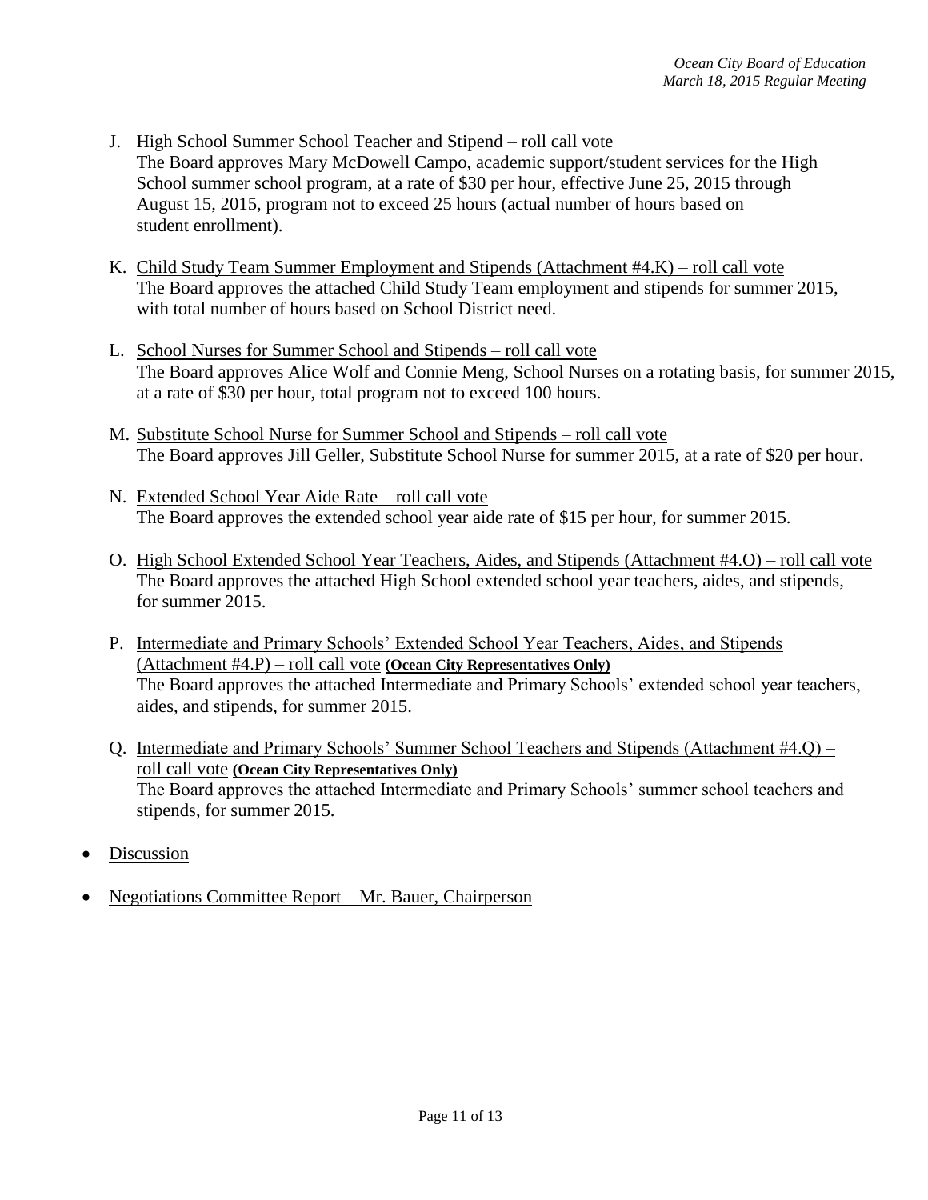J. <u>High School Summer School Teacher and Stipend – roll call vote</u>
   The Board approves Mary McDowell Campo, academic support/student services for the High School summer school program, at a rate of $30 per hour, effective June 25, 2015 through August 15, 2015, program not to exceed 25 hours (actual number of hours based on student enrollment).

K. <u>Child Study Team Summer Employment and Stipends (Attachment #4.K) – roll call vote</u>
   The Board approves the attached Child Study Team employment and stipends for summer 2015, with total number of hours based on School District need.

L. <u>School Nurses for Summer School and Stipends – roll call vote</u>
   The Board approves Alice Wolf and Connie Meng, School Nurses on a rotating basis, for summer 2015, at a rate of $30 per hour, total program not to exceed 100 hours.

M. <u>Substitute School Nurse for Summer School and Stipends – roll call vote</u>
   The Board approves Jill Geller, Substitute School Nurse for summer 2015, at a rate of $20 per hour.

N. <u>Extended School Year Aide Rate – roll call vote</u>
   The Board approves the extended school year aide rate of $15 per hour, for summer 2015.

O. <u>High School Extended School Year Teachers, Aides, and Stipends (Attachment #4.O) – roll call vote</u>
   The Board approves the attached High School extended school year teachers, aides, and stipends, for summer 2015.

P. <u>Intermediate and Primary Schools' Extended School Year Teachers, Aides, and Stipends (Attachment #4.P) – roll call vote</u> **(Ocean City Representatives Only)**
   The Board approves the attached Intermediate and Primary Schools' extended school year teachers, aides, and stipends, for summer 2015.

Q. <u>Intermediate and Primary Schools' Summer School Teachers and Stipends (Attachment #4.Q) – roll call vote</u> **(Ocean City Representatives Only)**
   The Board approves the attached Intermediate and Primary Schools' summer school teachers and stipends, for summer 2015.

- <u>Discussion</u>

- <u>Negotiations Committee Report – Mr. Bauer, Chairperson</u>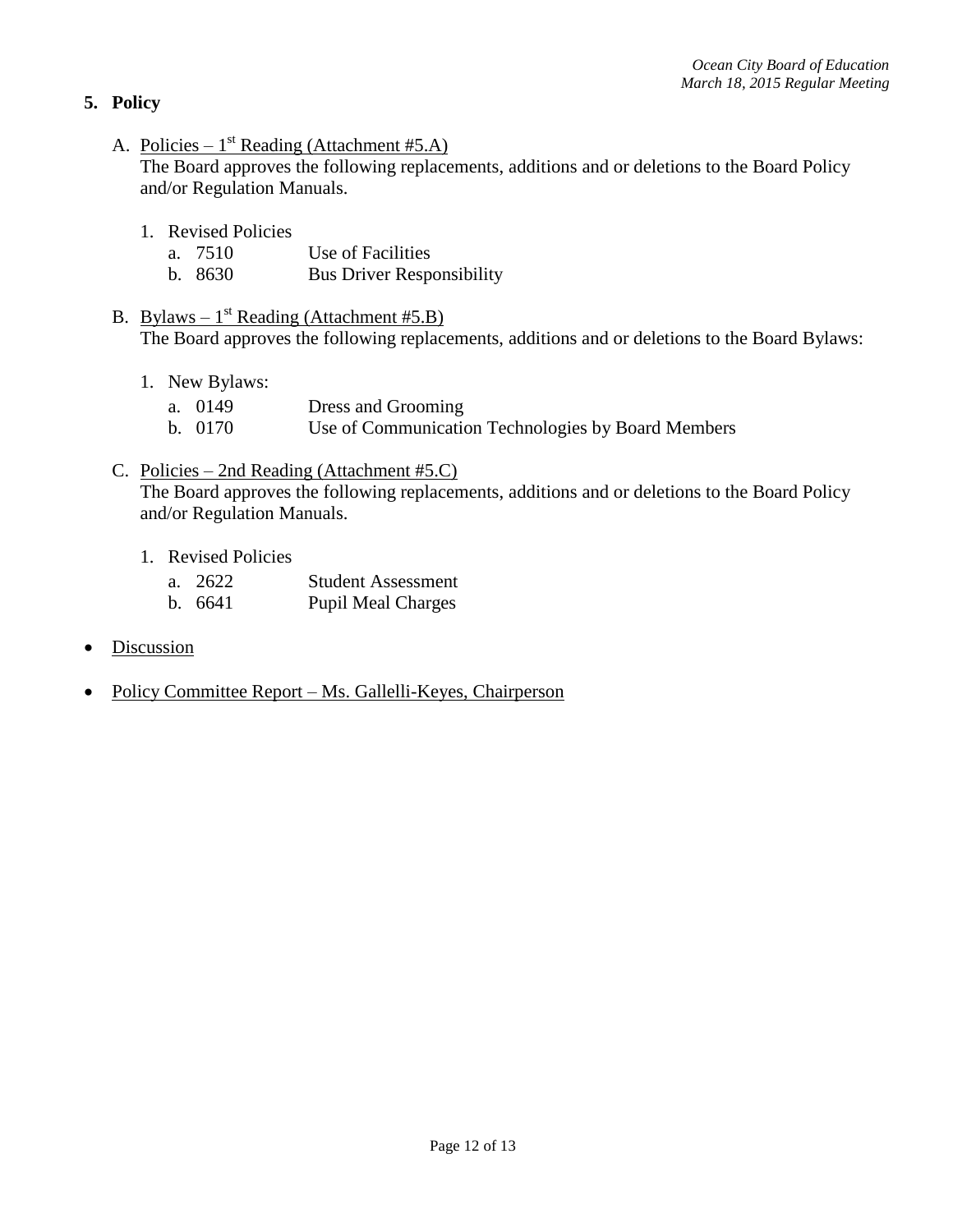## 5. Policy

A. <u>Policies – 1st Reading (Attachment #5.A)</u>
The Board approves the following replacements, additions and or deletions to the Board Policy and/or Regulation Manuals.

1. Revised Policies
   - a. 7510 Use of Facilities
   - b. 8630 Bus Driver Responsibility

B. <u>Bylaws – 1st Reading (Attachment #5.B)</u>
The Board approves the following replacements, additions and or deletions to the Board Bylaws:

1. New Bylaws:
   - a. 0149 Dress and Grooming
   - b. 0170 Use of Communication Technologies by Board Members

C. <u>Policies – 2nd Reading (Attachment #5.C)</u>
The Board approves the following replacements, additions and or deletions to the Board Policy and/or Regulation Manuals.

1. Revised Policies
   - a. 2622 Student Assessment
   - b. 6641 Pupil Meal Charges

- <u>Discussion</u>
- <u>Policy Committee Report – Ms. Gallelli-Keyes, Chairperson</u>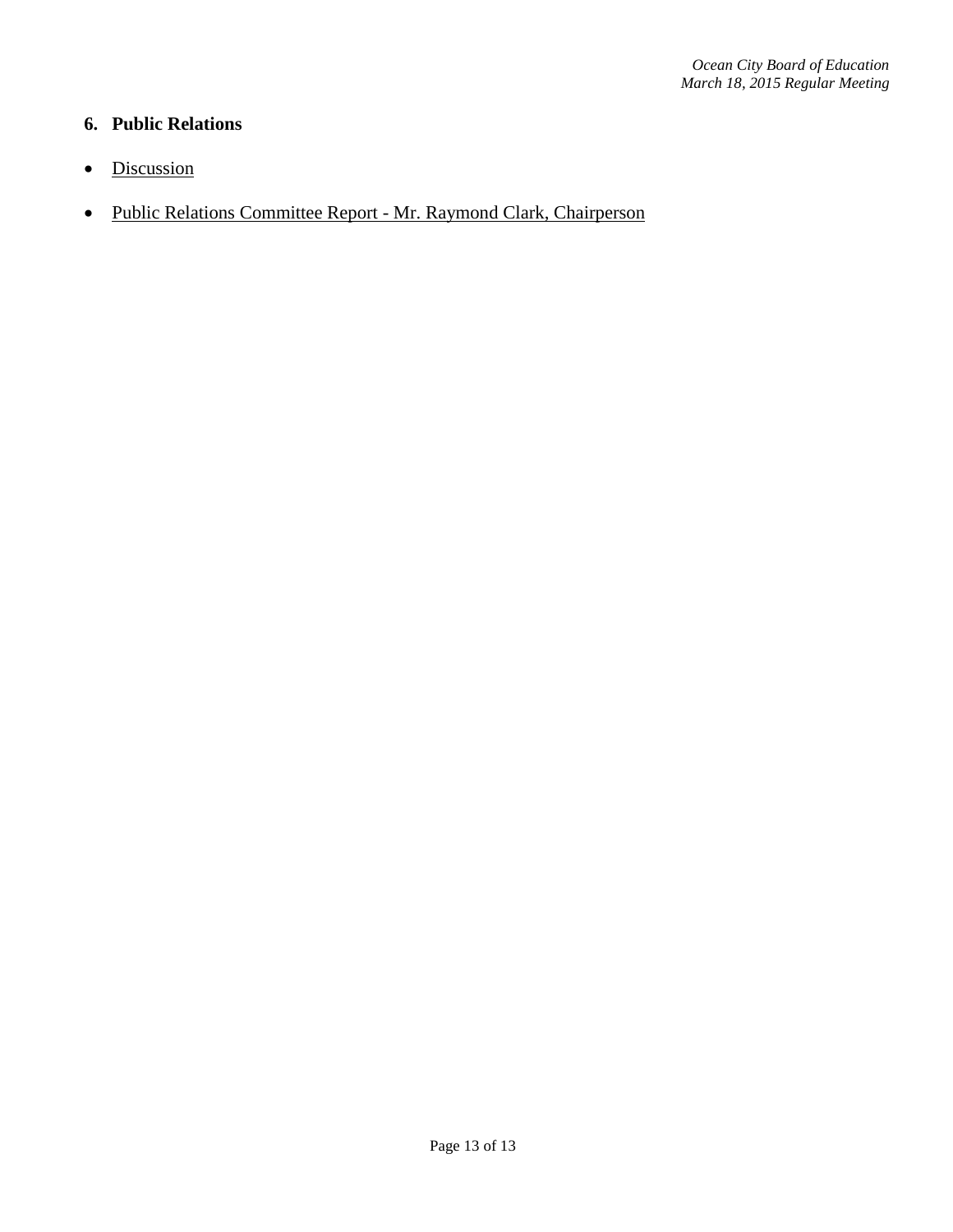## 6. Public Relations

- <u>Discussion</u>
- <u>Public Relations Committee Report - Mr. Raymond Clark, Chairperson</u>